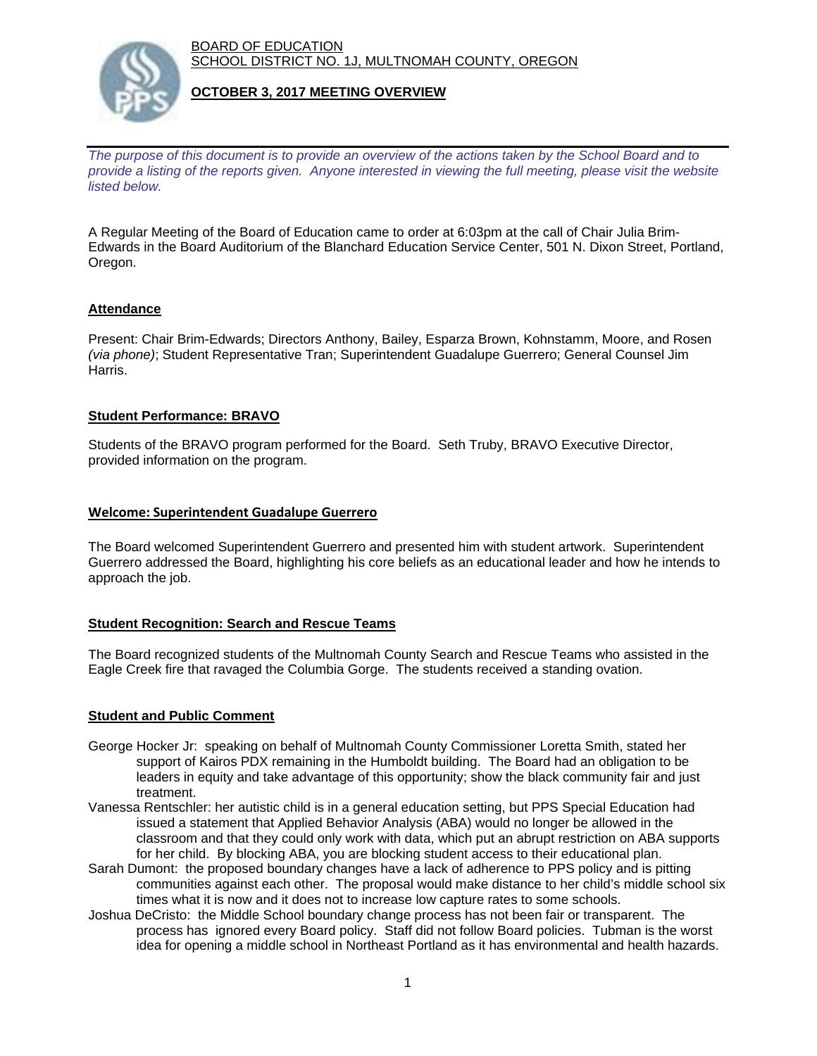BOARD OF EDUCATION
SCHOOL DISTRICT NO. 1J, MULTNOMAH COUNTY, OREGON

# OCTOBER 3, 2017 MEETING OVERVIEW

*The purpose of this document is to provide an overview of the actions taken by the School Board and to provide a listing of the reports given. Anyone interested in viewing the full meeting, please visit the website listed below.*

A Regular Meeting of the Board of Education came to order at 6:03pm at the call of Chair Julia Brim-Edwards in the Board Auditorium of the Blanchard Education Service Center, 501 N. Dixon Street, Portland, Oregon.

## Attendance

Present: Chair Brim-Edwards; Directors Anthony, Bailey, Esparza Brown, Kohnstamm, Moore, and Rosen *(via phone)*; Student Representative Tran; Superintendent Guadalupe Guerrero; General Counsel Jim Harris.

## Student Performance: BRAVO

Students of the BRAVO program performed for the Board. Seth Truby, BRAVO Executive Director, provided information on the program.

## Welcome: Superintendent Guadalupe Guerrero

The Board welcomed Superintendent Guerrero and presented him with student artwork. Superintendent Guerrero addressed the Board, highlighting his core beliefs as an educational leader and how he intends to approach the job.

## Student Recognition: Search and Rescue Teams

The Board recognized students of the Multnomah County Search and Rescue Teams who assisted in the Eagle Creek fire that ravaged the Columbia Gorge. The students received a standing ovation.

## Student and Public Comment

George Hocker Jr: speaking on behalf of Multnomah County Commissioner Loretta Smith, stated her support of Kairos PDX remaining in the Humboldt building. The Board had an obligation to be leaders in equity and take advantage of this opportunity; show the black community fair and just treatment.

Vanessa Rentschler: her autistic child is in a general education setting, but PPS Special Education had issued a statement that Applied Behavior Analysis (ABA) would no longer be allowed in the classroom and that they could only work with data, which put an abrupt restriction on ABA supports for her child. By blocking ABA, you are blocking student access to their educational plan.

Sarah Dumont: the proposed boundary changes have a lack of adherence to PPS policy and is pitting communities against each other. The proposal would make distance to her child's middle school six times what it is now and it does not to increase low capture rates to some schools.

Joshua DeCristo: the Middle School boundary change process has not been fair or transparent. The process has ignored every Board policy. Staff did not follow Board policies. Tubman is the worst idea for opening a middle school in Northeast Portland as it has environmental and health hazards.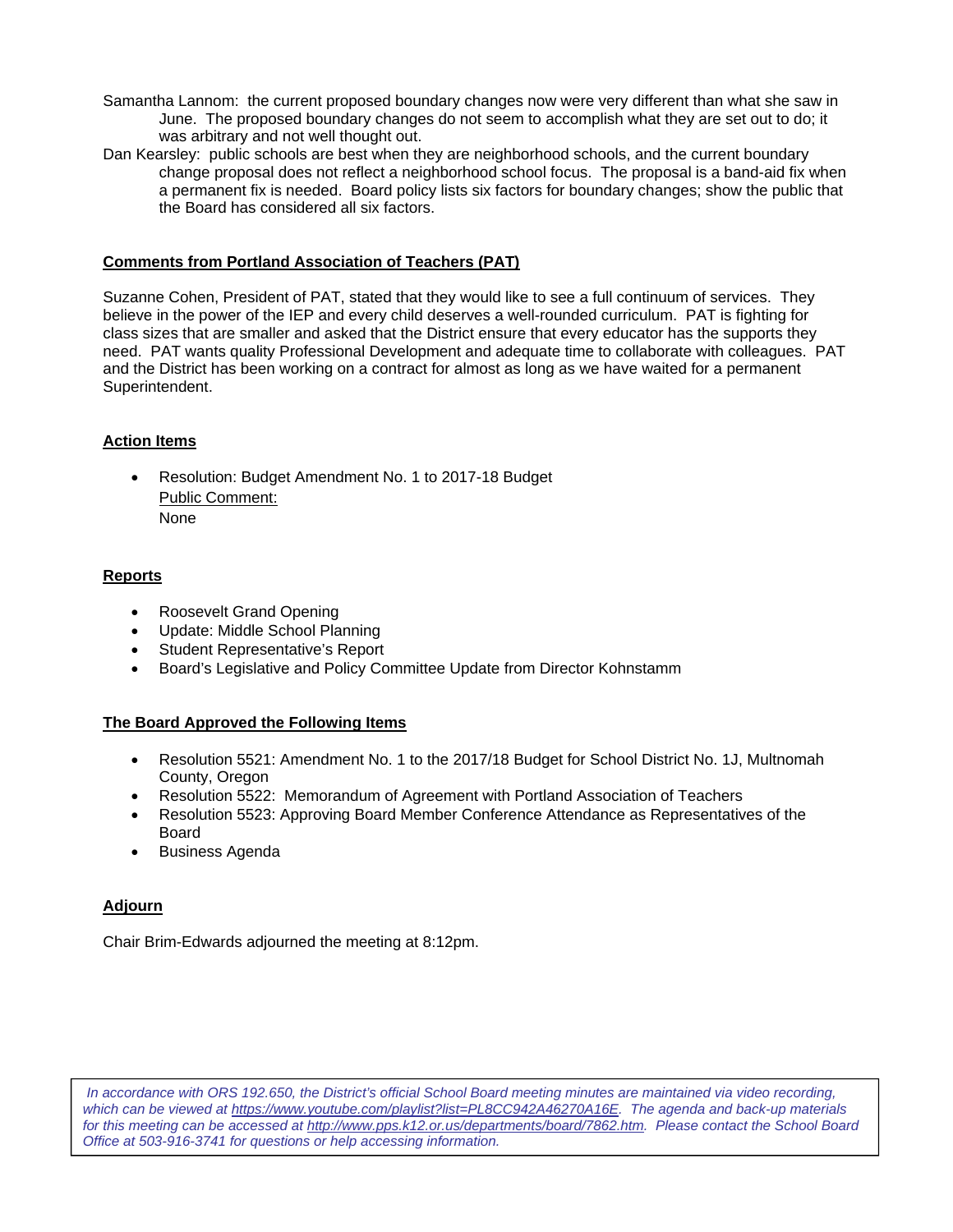Samantha Lannom: the current proposed boundary changes now were very different than what she saw in June. The proposed boundary changes do not seem to accomplish what they are set out to do; it was arbitrary and not well thought out.

Dan Kearsley: public schools are best when they are neighborhood schools, and the current boundary change proposal does not reflect a neighborhood school focus. The proposal is a band-aid fix when a permanent fix is needed. Board policy lists six factors for boundary changes; show the public that the Board has considered all six factors.

**Comments from Portland Association of Teachers (PAT)**

Suzanne Cohen, President of PAT, stated that they would like to see a full continuum of services. They believe in the power of the IEP and every child deserves a well-rounded curriculum. PAT is fighting for class sizes that are smaller and asked that the District ensure that every educator has the supports they need. PAT wants quality Professional Development and adequate time to collaborate with colleagues. PAT and the District has been working on a contract for almost as long as we have waited for a permanent Superintendent.

**Action Items**

- Resolution: Budget Amendment No. 1 to 2017-18 Budget
  Public Comment:
  None

**Reports**

- Roosevelt Grand Opening
- Update: Middle School Planning
- Student Representative's Report
- Board's Legislative and Policy Committee Update from Director Kohnstamm

**The Board Approved the Following Items**

- Resolution 5521: Amendment No. 1 to the 2017/18 Budget for School District No. 1J, Multnomah County, Oregon
- Resolution 5522: Memorandum of Agreement with Portland Association of Teachers
- Resolution 5523: Approving Board Member Conference Attendance as Representatives of the Board
- Business Agenda

**Adjourn**

Chair Brim-Edwards adjourned the meeting at 8:12pm.

*In accordance with ORS 192.650, the District's official School Board meeting minutes are maintained via video recording, which can be viewed at https://www.youtube.com/playlist?list=PL8CC942A46270A16E. The agenda and back-up materials for this meeting can be accessed at http://www.pps.k12.or.us/departments/board/7862.htm. Please contact the School Board Office at 503-916-3741 for questions or help accessing information.*